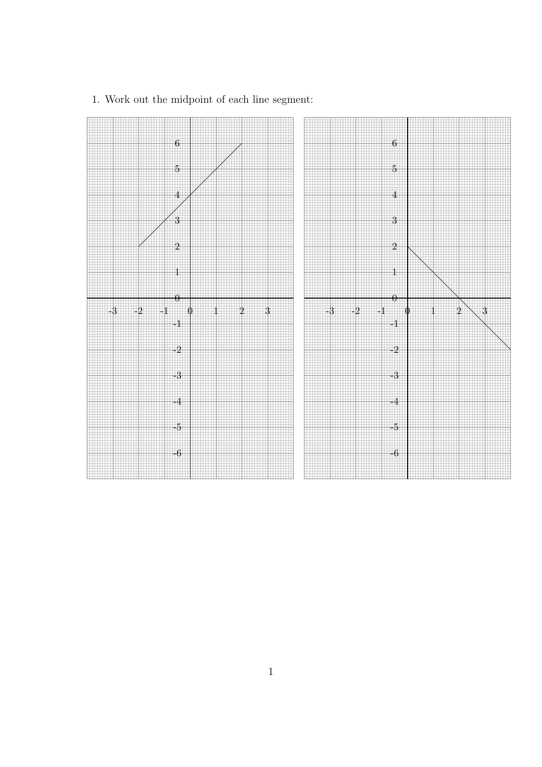1. Work out the midpoint of each line segment: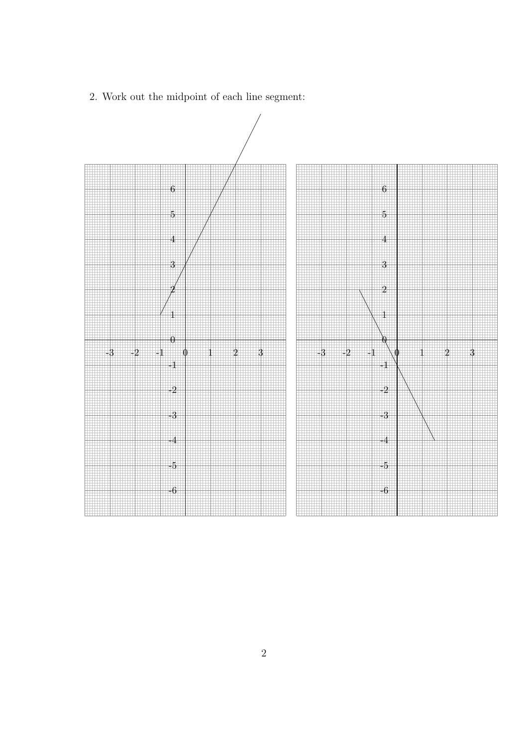2. Work out the midpoint of each line segment: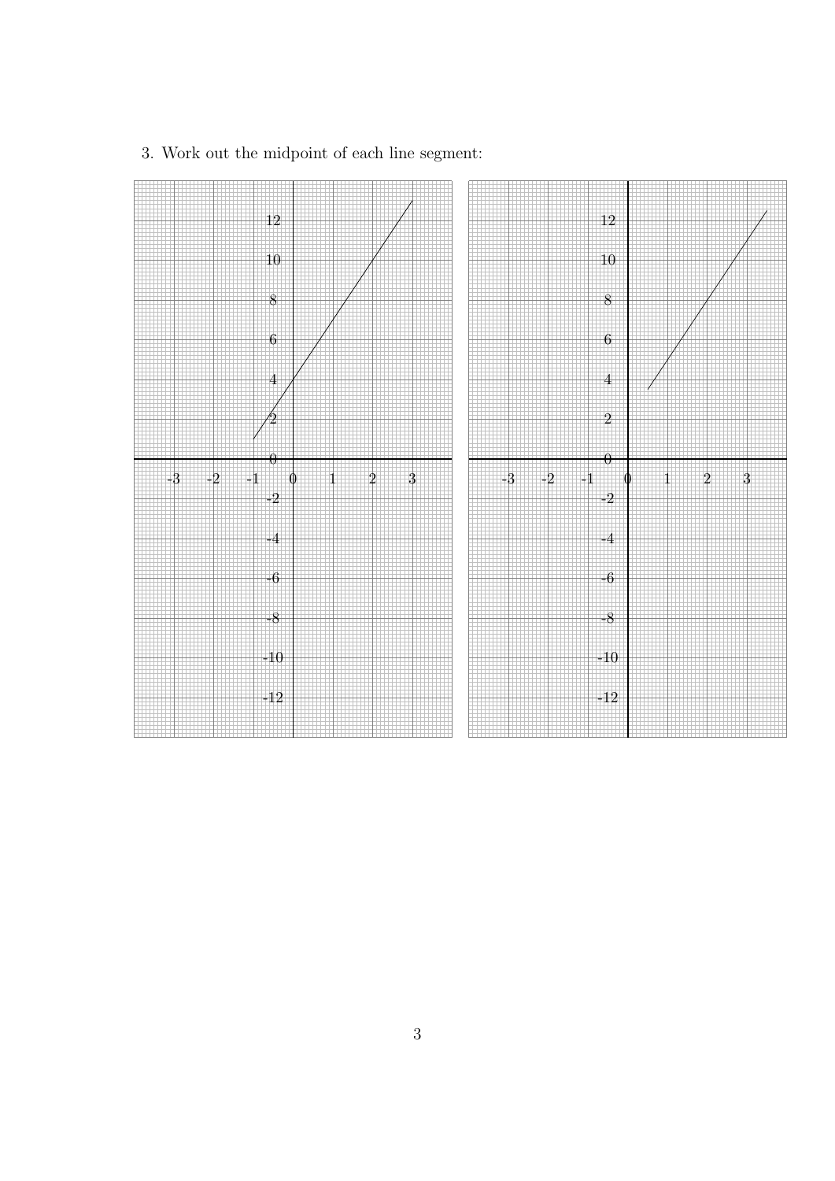3. Work out the midpoint of each line segment: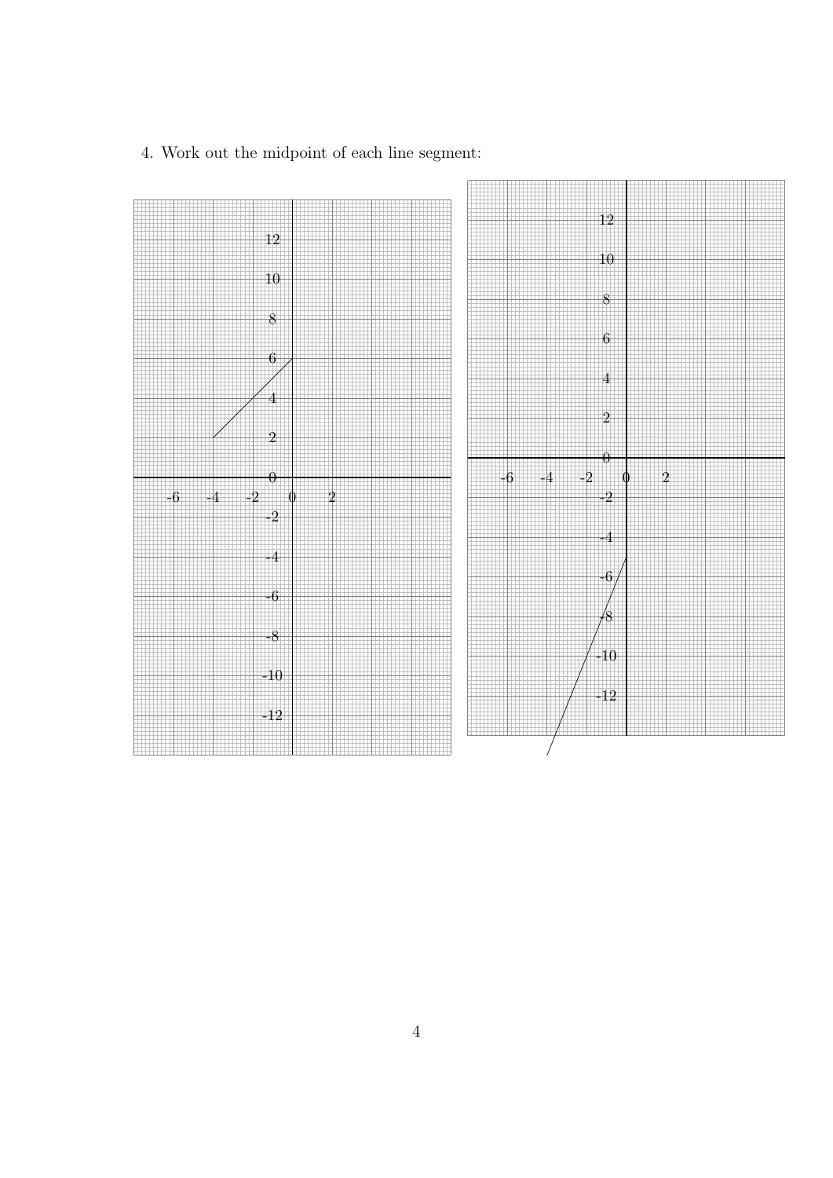4. Work out the midpoint of each line segment: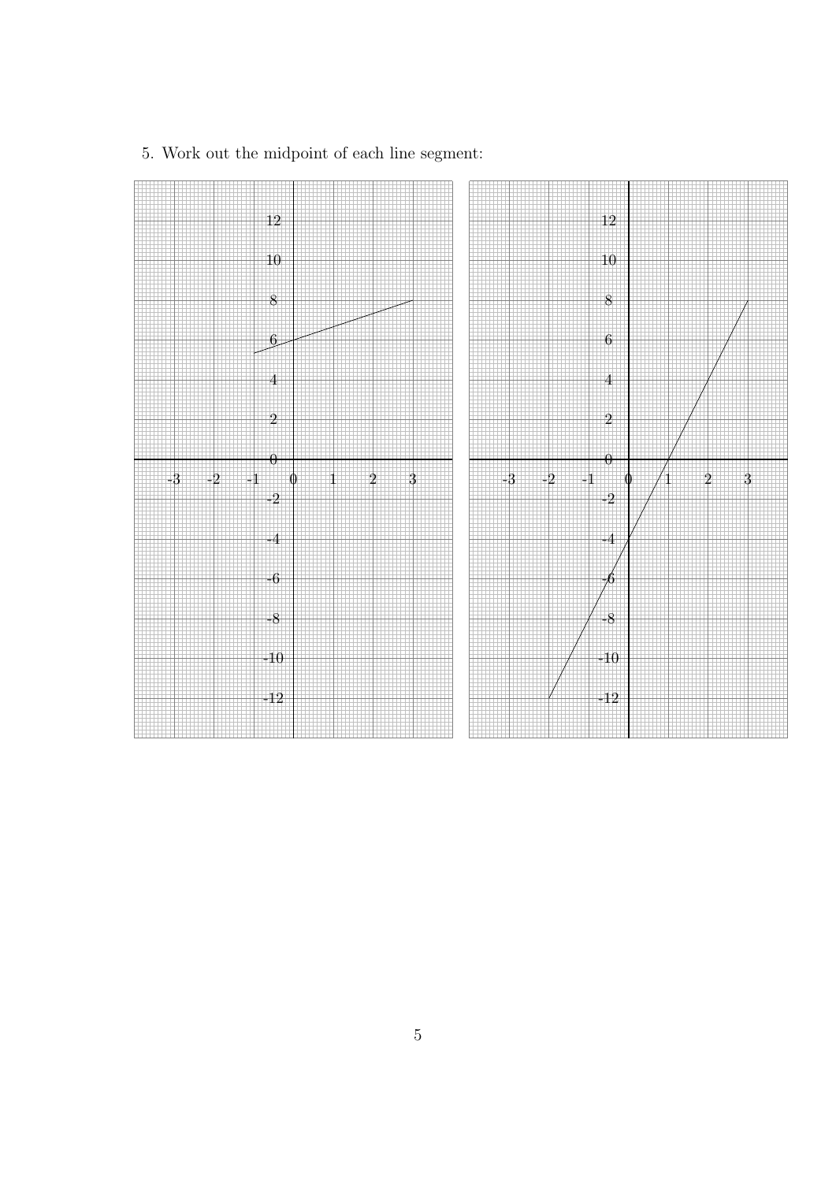5. Work out the midpoint of each line segment: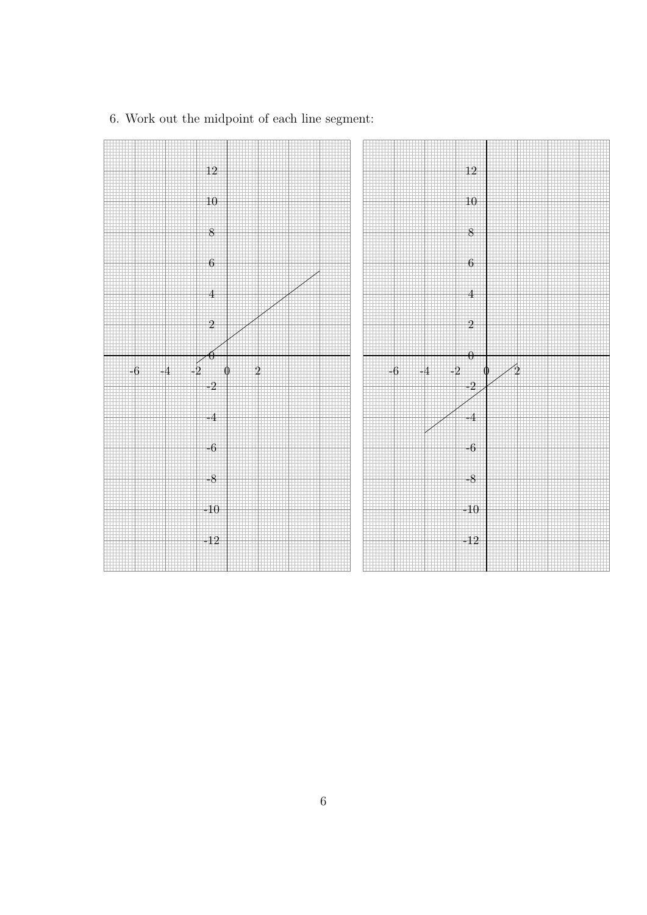6. Work out the midpoint of each line segment: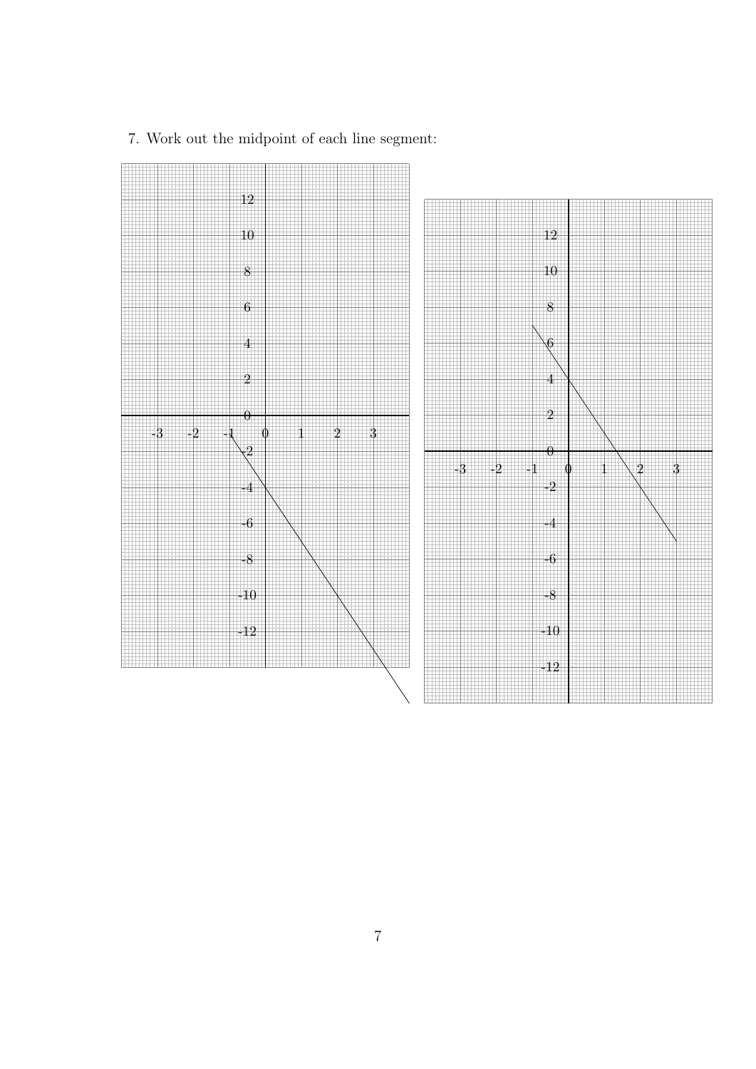7. Work out the midpoint of each line segment: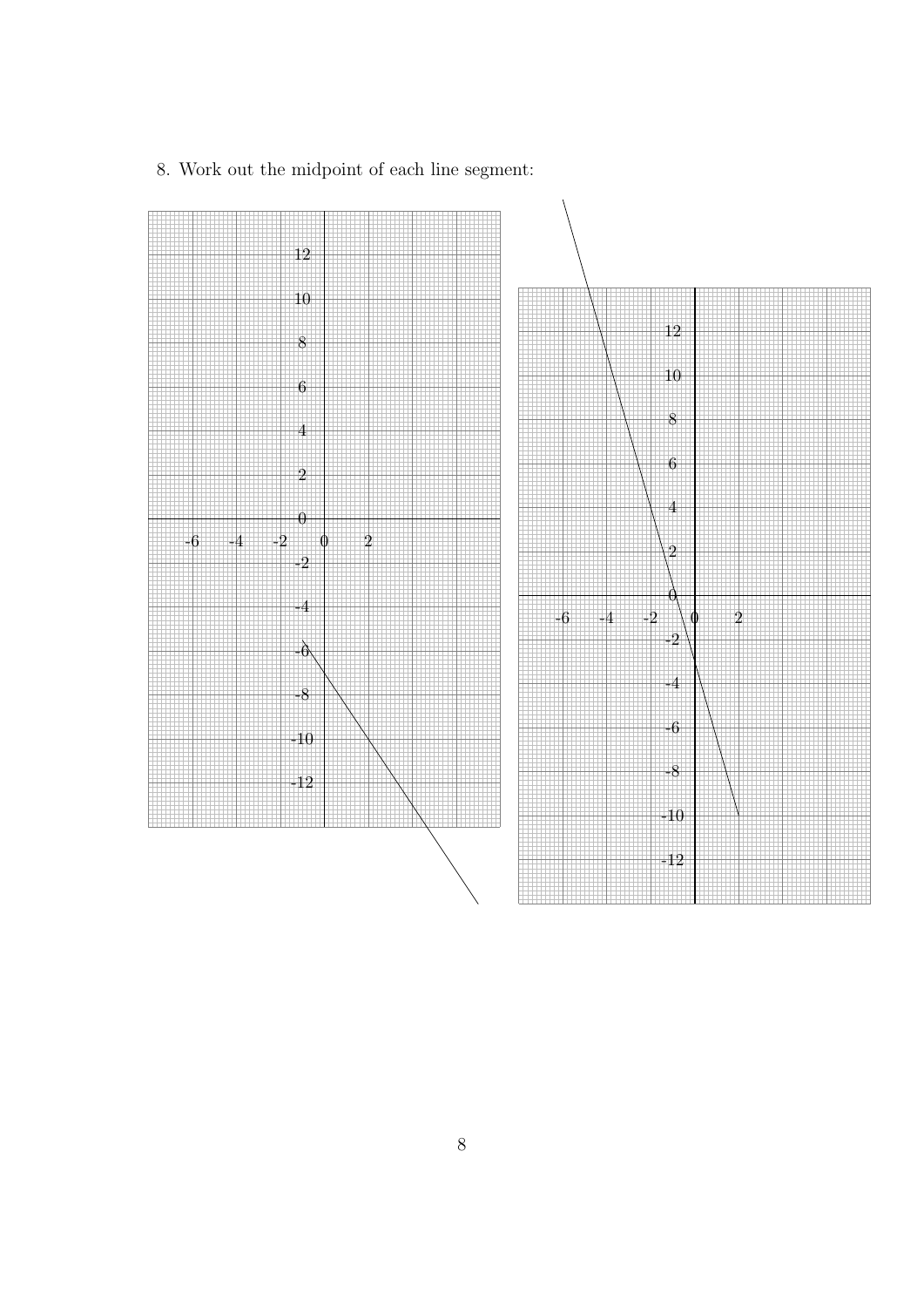8. Work out the midpoint of each line segment: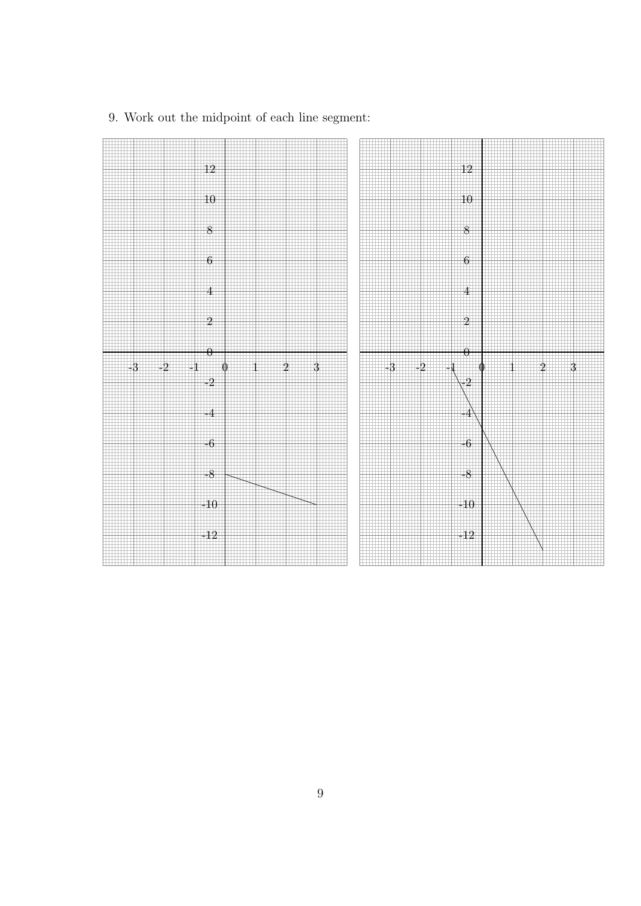9. Work out the midpoint of each line segment: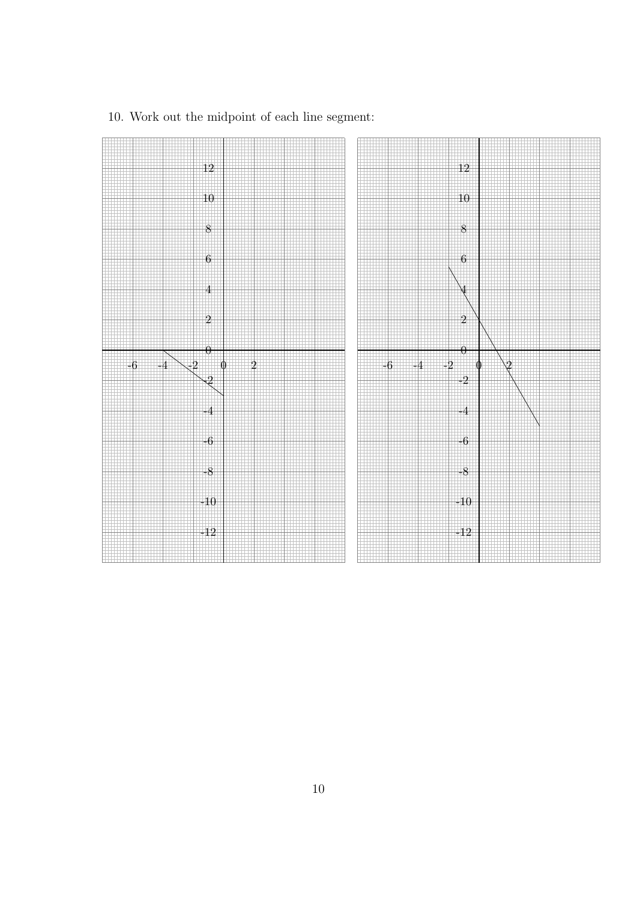10. Work out the midpoint of each line segment:

12
10
8
6
4
2
0
-6 -4 -2 0 2
-2
-4
-6
-8
-10
-12

12
10
8
6
4
2
0
-6 -4 -2 0 2
-2
-4
-6
-8
-10
-12